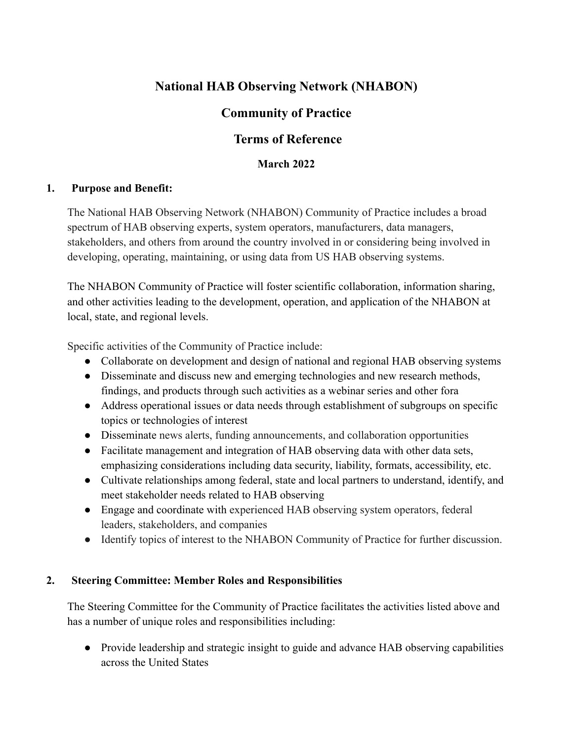# National HAB Observing Network (NHABON)

# Community of Practice

# Terms of Reference

**March 2022**

## 1. Purpose and Benefit:

The National HAB Observing Network (NHABON) Community of Practice includes a broad spectrum of HAB observing experts, system operators, manufacturers, data managers, stakeholders, and others from around the country involved in or considering being involved in developing, operating, maintaining, or using data from US HAB observing systems.

The NHABON Community of Practice will foster scientific collaboration, information sharing, and other activities leading to the development, operation, and application of the NHABON at local, state, and regional levels.

Specific activities of the Community of Practice include:

- Collaborate on development and design of national and regional HAB observing systems
- Disseminate and discuss new and emerging technologies and new research methods, findings, and products through such activities as a webinar series and other fora
- Address operational issues or data needs through establishment of subgroups on specific topics or technologies of interest
- Disseminate news alerts, funding announcements, and collaboration opportunities
- Facilitate management and integration of HAB observing data with other data sets, emphasizing considerations including data security, liability, formats, accessibility, etc.
- Cultivate relationships among federal, state and local partners to understand, identify, and meet stakeholder needs related to HAB observing
- Engage and coordinate with experienced HAB observing system operators, federal leaders, stakeholders, and companies
- Identify topics of interest to the NHABON Community of Practice for further discussion.

## 2. Steering Committee: Member Roles and Responsibilities

The Steering Committee for the Community of Practice facilitates the activities listed above and has a number of unique roles and responsibilities including:

- Provide leadership and strategic insight to guide and advance HAB observing capabilities across the United States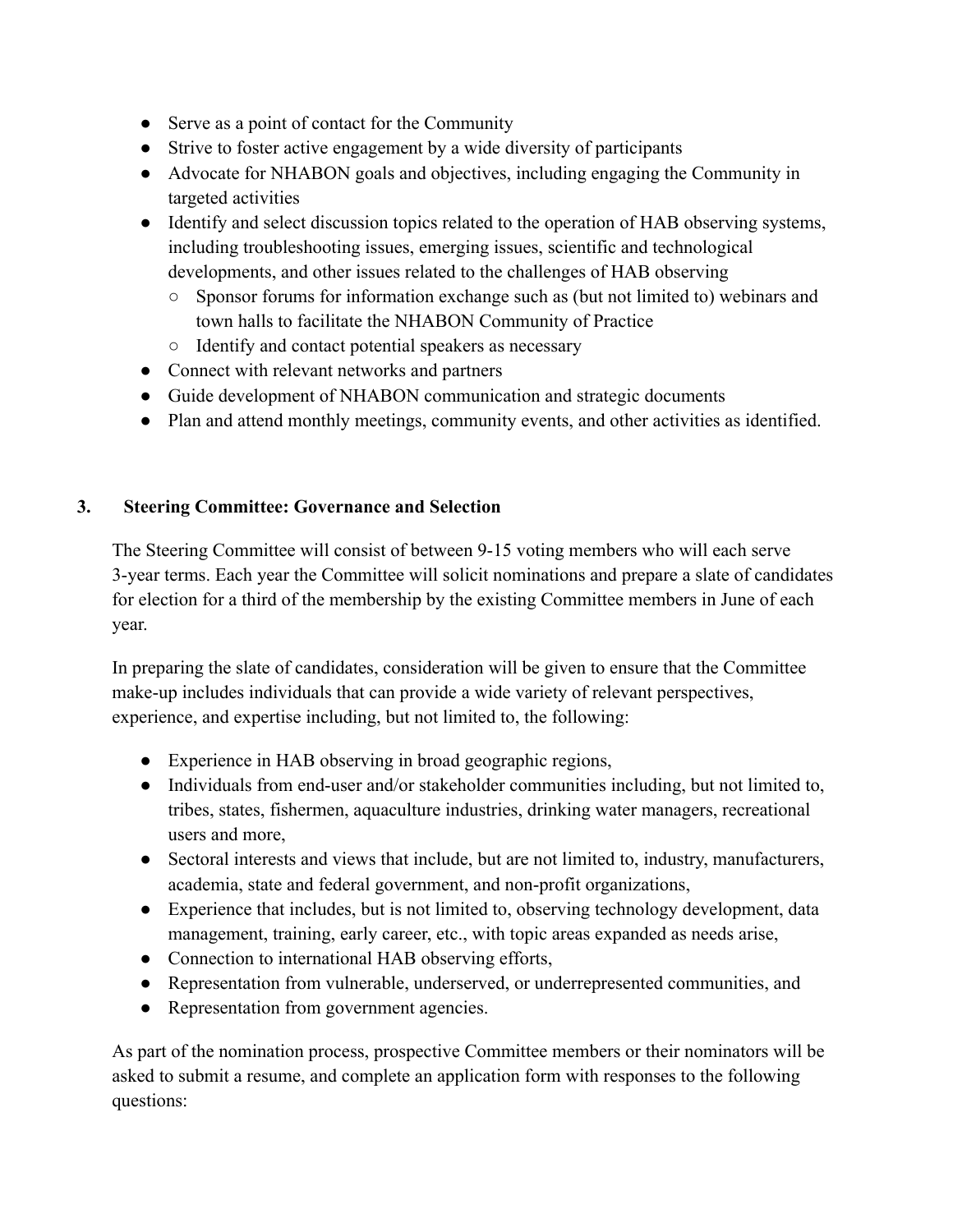- Serve as a point of contact for the Community
- Strive to foster active engagement by a wide diversity of participants
- Advocate for NHABON goals and objectives, including engaging the Community in targeted activities
- Identify and select discussion topics related to the operation of HAB observing systems, including troubleshooting issues, emerging issues, scientific and technological developments, and other issues related to the challenges of HAB observing
  - Sponsor forums for information exchange such as (but not limited to) webinars and town halls to facilitate the NHABON Community of Practice
  - Identify and contact potential speakers as necessary
- Connect with relevant networks and partners
- Guide development of NHABON communication and strategic documents
- Plan and attend monthly meetings, community events, and other activities as identified.

## 3. Steering Committee: Governance and Selection

The Steering Committee will consist of between 9-15 voting members who will each serve 3-year terms. Each year the Committee will solicit nominations and prepare a slate of candidates for election for a third of the membership by the existing Committee members in June of each year.

In preparing the slate of candidates, consideration will be given to ensure that the Committee make-up includes individuals that can provide a wide variety of relevant perspectives, experience, and expertise including, but not limited to, the following:

- Experience in HAB observing in broad geographic regions,
- Individuals from end-user and/or stakeholder communities including, but not limited to, tribes, states, fishermen, aquaculture industries, drinking water managers, recreational users and more,
- Sectoral interests and views that include, but are not limited to, industry, manufacturers, academia, state and federal government, and non-profit organizations,
- Experience that includes, but is not limited to, observing technology development, data management, training, early career, etc., with topic areas expanded as needs arise,
- Connection to international HAB observing efforts,
- Representation from vulnerable, underserved, or underrepresented communities, and
- Representation from government agencies.

As part of the nomination process, prospective Committee members or their nominators will be asked to submit a resume, and complete an application form with responses to the following questions: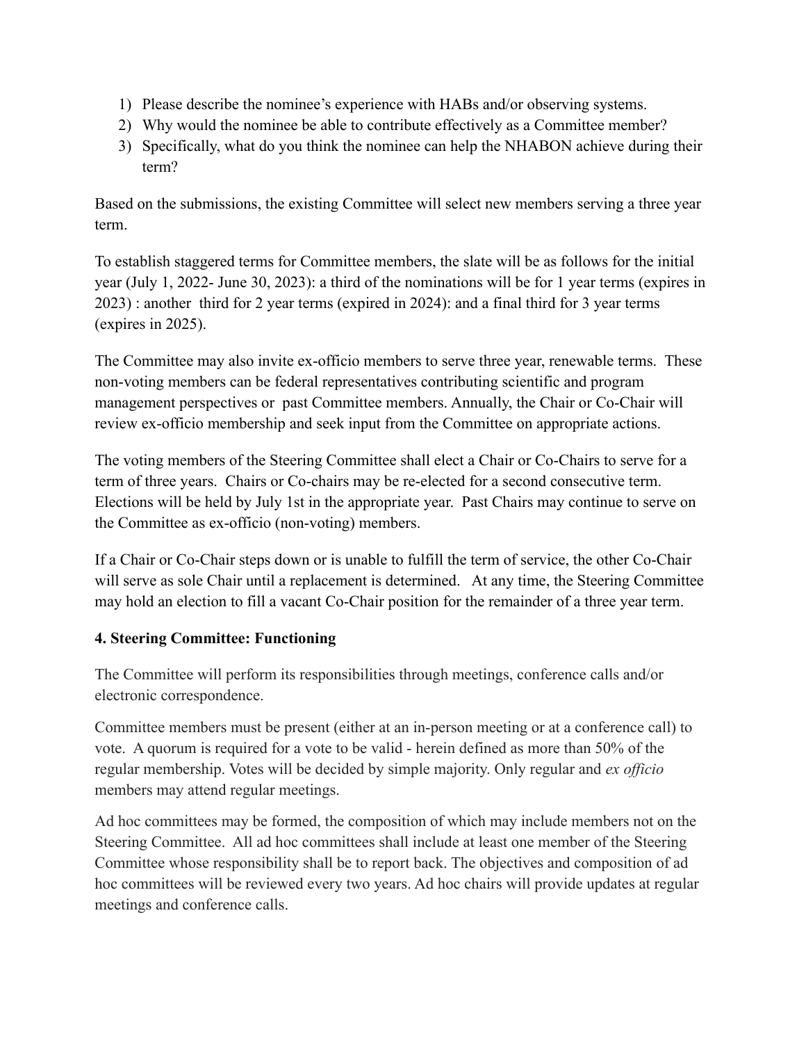1) Please describe the nominee's experience with HABs and/or observing systems.
2) Why would the nominee be able to contribute effectively as a Committee member?
3) Specifically, what do you think the nominee can help the NHABON achieve during their term?

Based on the submissions, the existing Committee will select new members serving a three year term.

To establish staggered terms for Committee members, the slate will be as follows for the initial year (July 1, 2022- June 30, 2023): a third of the nominations will be for 1 year terms (expires in 2023) : another third for 2 year terms (expired in 2024): and a final third for 3 year terms (expires in 2025).

The Committee may also invite ex-officio members to serve three year, renewable terms. These non-voting members can be federal representatives contributing scientific and program management perspectives or past Committee members. Annually, the Chair or Co-Chair will review ex-officio membership and seek input from the Committee on appropriate actions.

The voting members of the Steering Committee shall elect a Chair or Co-Chairs to serve for a term of three years. Chairs or Co-chairs may be re-elected for a second consecutive term. Elections will be held by July 1st in the appropriate year. Past Chairs may continue to serve on the Committee as ex-officio (non-voting) members.

If a Chair or Co-Chair steps down or is unable to fulfill the term of service, the other Co-Chair will serve as sole Chair until a replacement is determined. At any time, the Steering Committee may hold an election to fill a vacant Co-Chair position for the remainder of a three year term.

### 4. Steering Committee: Functioning

The Committee will perform its responsibilities through meetings, conference calls and/or electronic correspondence.

Committee members must be present (either at an in-person meeting or at a conference call) to vote. A quorum is required for a vote to be valid - herein defined as more than 50% of the regular membership. Votes will be decided by simple majority. Only regular and *ex officio* members may attend regular meetings.

Ad hoc committees may be formed, the composition of which may include members not on the Steering Committee. All ad hoc committees shall include at least one member of the Steering Committee whose responsibility shall be to report back. The objectives and composition of ad hoc committees will be reviewed every two years. Ad hoc chairs will provide updates at regular meetings and conference calls.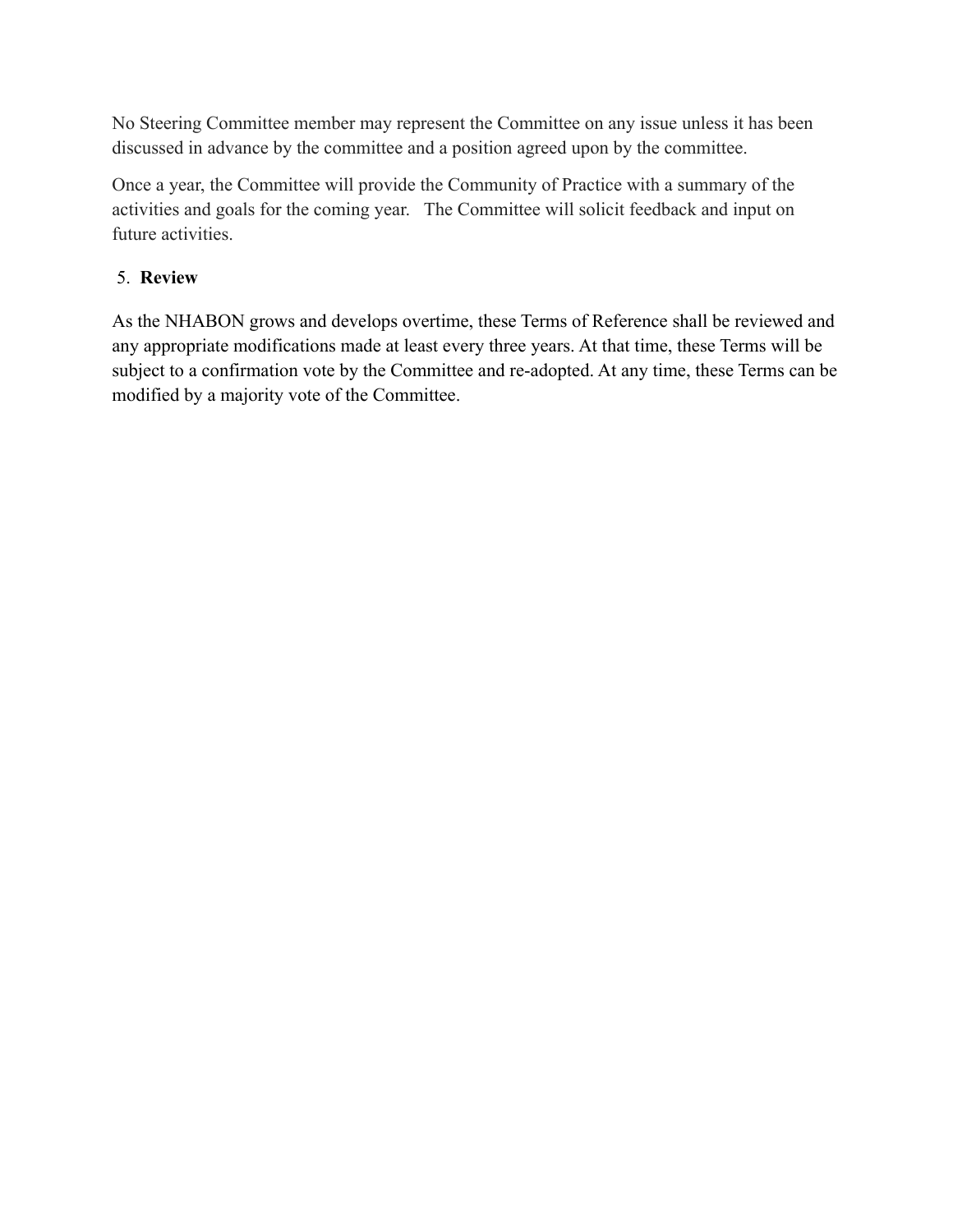No Steering Committee member may represent the Committee on any issue unless it has been discussed in advance by the committee and a position agreed upon by the committee.

Once a year, the Committee will provide the Community of Practice with a summary of the activities and goals for the coming year. The Committee will solicit feedback and input on future activities.

5. **Review**

As the NHABON grows and develops overtime, these Terms of Reference shall be reviewed and any appropriate modifications made at least every three years. At that time, these Terms will be subject to a confirmation vote by the Committee and re-adopted. At any time, these Terms can be modified by a majority vote of the Committee.